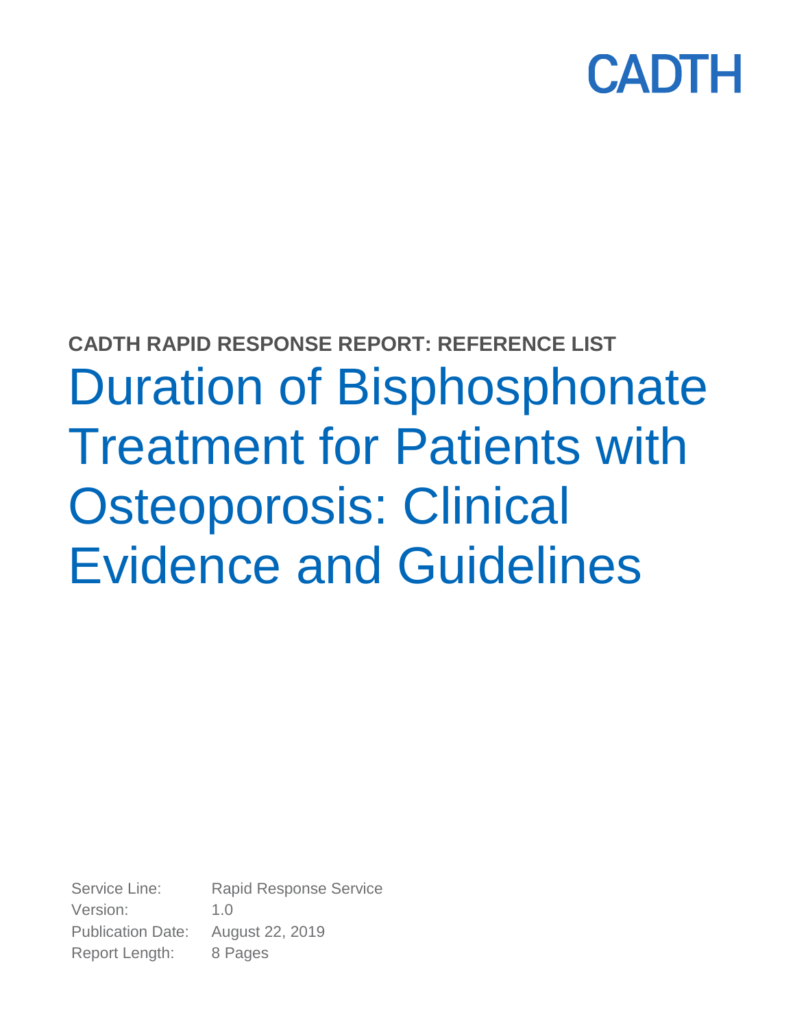CADTH

**CADTH RAPID RESPONSE REPORT: REFERENCE LIST**

# Duration of Bisphosphonate Treatment for Patients with Osteoporosis: Clinical Evidence and Guidelines

Service Line: Rapid Response Service
Version: 1.0
Publication Date: August 22, 2019
Report Length: 8 Pages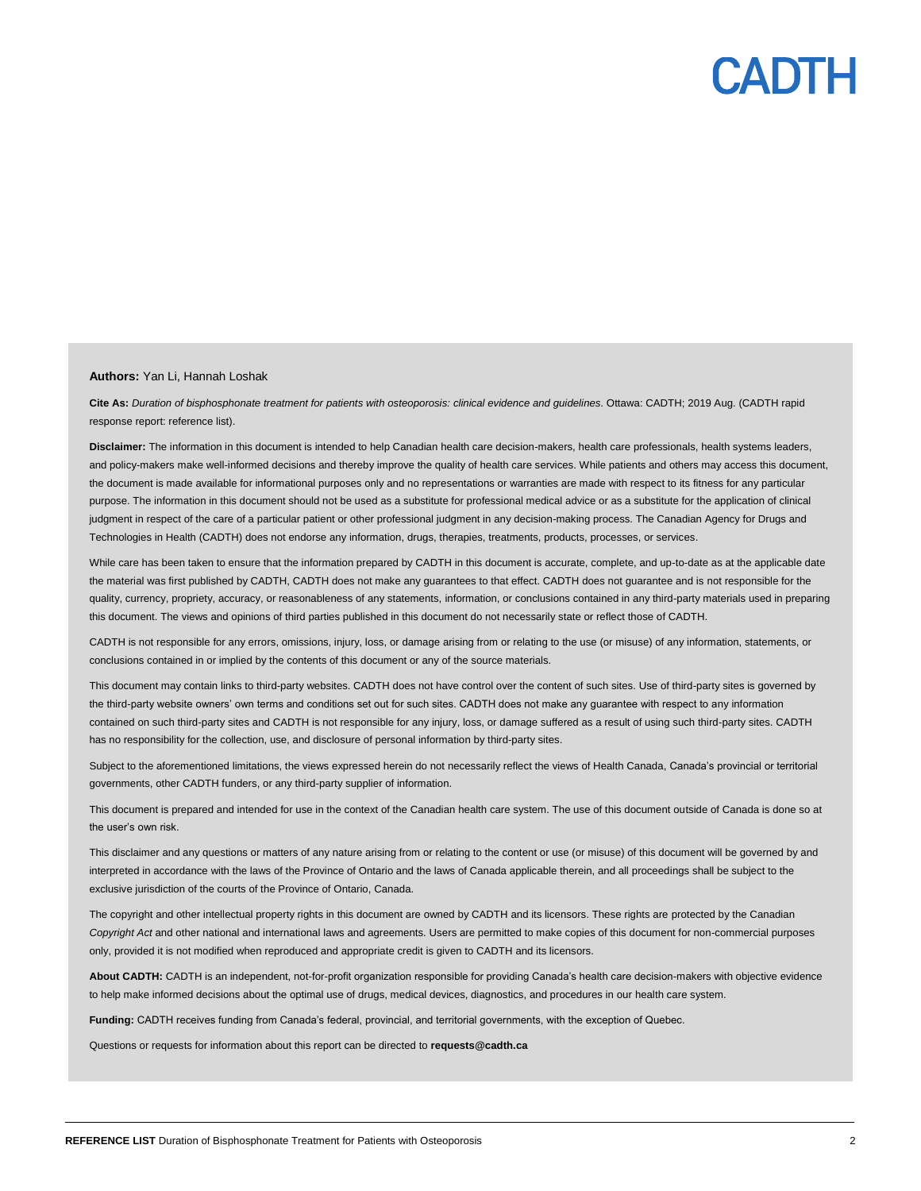**Authors:** Yan Li, Hannah Loshak

**Cite As:** *Duration of bisphosphonate treatment for patients with osteoporosis: clinical evidence and guidelines*. Ottawa: CADTH; 2019 Aug. (CADTH rapid response report: reference list).

**Disclaimer:** The information in this document is intended to help Canadian health care decision-makers, health care professionals, health systems leaders, and policy-makers make well-informed decisions and thereby improve the quality of health care services. While patients and others may access this document, the document is made available for informational purposes only and no representations or warranties are made with respect to its fitness for any particular purpose. The information in this document should not be used as a substitute for professional medical advice or as a substitute for the application of clinical judgment in respect of the care of a particular patient or other professional judgment in any decision-making process. The Canadian Agency for Drugs and Technologies in Health (CADTH) does not endorse any information, drugs, therapies, treatments, products, processes, or services.

While care has been taken to ensure that the information prepared by CADTH in this document is accurate, complete, and up-to-date as at the applicable date the material was first published by CADTH, CADTH does not make any guarantees to that effect. CADTH does not guarantee and is not responsible for the quality, currency, propriety, accuracy, or reasonableness of any statements, information, or conclusions contained in any third-party materials used in preparing this document. The views and opinions of third parties published in this document do not necessarily state or reflect those of CADTH.

CADTH is not responsible for any errors, omissions, injury, loss, or damage arising from or relating to the use (or misuse) of any information, statements, or conclusions contained in or implied by the contents of this document or any of the source materials.

This document may contain links to third-party websites. CADTH does not have control over the content of such sites. Use of third-party sites is governed by the third-party website owners' own terms and conditions set out for such sites. CADTH does not make any guarantee with respect to any information contained on such third-party sites and CADTH is not responsible for any injury, loss, or damage suffered as a result of using such third-party sites. CADTH has no responsibility for the collection, use, and disclosure of personal information by third-party sites.

Subject to the aforementioned limitations, the views expressed herein do not necessarily reflect the views of Health Canada, Canada's provincial or territorial governments, other CADTH funders, or any third-party supplier of information.

This document is prepared and intended for use in the context of the Canadian health care system. The use of this document outside of Canada is done so at the user's own risk.

This disclaimer and any questions or matters of any nature arising from or relating to the content or use (or misuse) of this document will be governed by and interpreted in accordance with the laws of the Province of Ontario and the laws of Canada applicable therein, and all proceedings shall be subject to the exclusive jurisdiction of the courts of the Province of Ontario, Canada.

The copyright and other intellectual property rights in this document are owned by CADTH and its licensors. These rights are protected by the Canadian *Copyright Act* and other national and international laws and agreements. Users are permitted to make copies of this document for non-commercial purposes only, provided it is not modified when reproduced and appropriate credit is given to CADTH and its licensors.

**About CADTH:** CADTH is an independent, not-for-profit organization responsible for providing Canada's health care decision-makers with objective evidence to help make informed decisions about the optimal use of drugs, medical devices, diagnostics, and procedures in our health care system.

**Funding:** CADTH receives funding from Canada's federal, provincial, and territorial governments, with the exception of Quebec.

Questions or requests for information about this report can be directed to **requests@cadth.ca**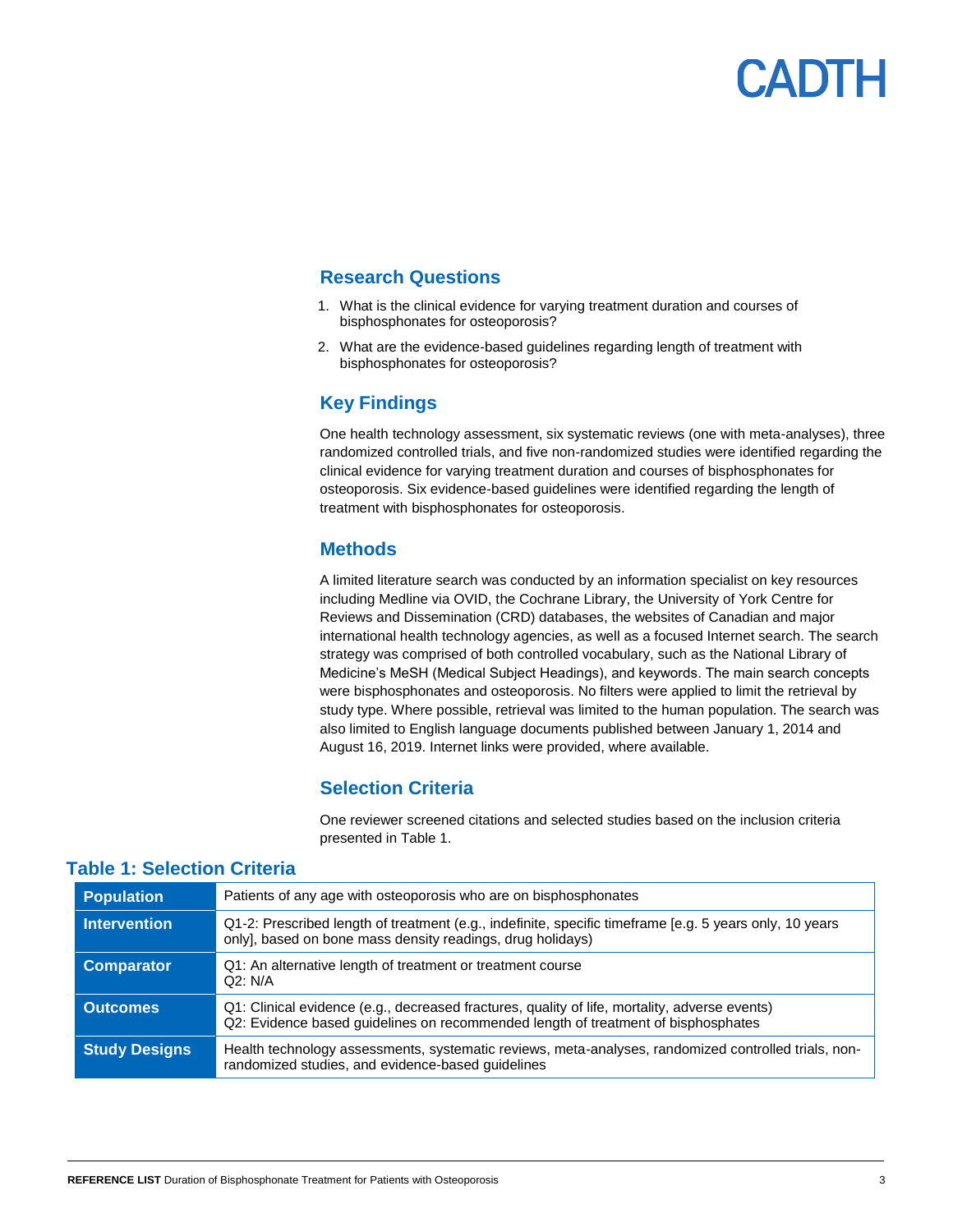## Research Questions

1. What is the clinical evidence for varying treatment duration and courses of bisphosphonates for osteoporosis?
2. What are the evidence-based guidelines regarding length of treatment with bisphosphonates for osteoporosis?

## Key Findings

One health technology assessment, six systematic reviews (one with meta-analyses), three randomized controlled trials, and five non-randomized studies were identified regarding the clinical evidence for varying treatment duration and courses of bisphosphonates for osteoporosis. Six evidence-based guidelines were identified regarding the length of treatment with bisphosphonates for osteoporosis.

## Methods

A limited literature search was conducted by an information specialist on key resources including Medline via OVID, the Cochrane Library, the University of York Centre for Reviews and Dissemination (CRD) databases, the websites of Canadian and major international health technology agencies, as well as a focused Internet search. The search strategy was comprised of both controlled vocabulary, such as the National Library of Medicine's MeSH (Medical Subject Headings), and keywords. The main search concepts were bisphosphonates and osteoporosis. No filters were applied to limit the retrieval by study type. Where possible, retrieval was limited to the human population. The search was also limited to English language documents published between January 1, 2014 and August 16, 2019. Internet links were provided, where available.

## Selection Criteria

One reviewer screened citations and selected studies based on the inclusion criteria presented in Table 1.

### Table 1: Selection Criteria

| | |
|---|---|
| **Population** | Patients of any age with osteoporosis who are on bisphosphonates |
| **Intervention** | Q1-2: Prescribed length of treatment (e.g., indefinite, specific timeframe [e.g. 5 years only, 10 years only], based on bone mass density readings, drug holidays) |
| **Comparator** | Q1: An alternative length of treatment or treatment course<br>Q2: N/A |
| **Outcomes** | Q1: Clinical evidence (e.g., decreased fractures, quality of life, mortality, adverse events)<br>Q2: Evidence based guidelines on recommended length of treatment of bisphosphates |
| **Study Designs** | Health technology assessments, systematic reviews, meta-analyses, randomized controlled trials, non-randomized studies, and evidence-based guidelines |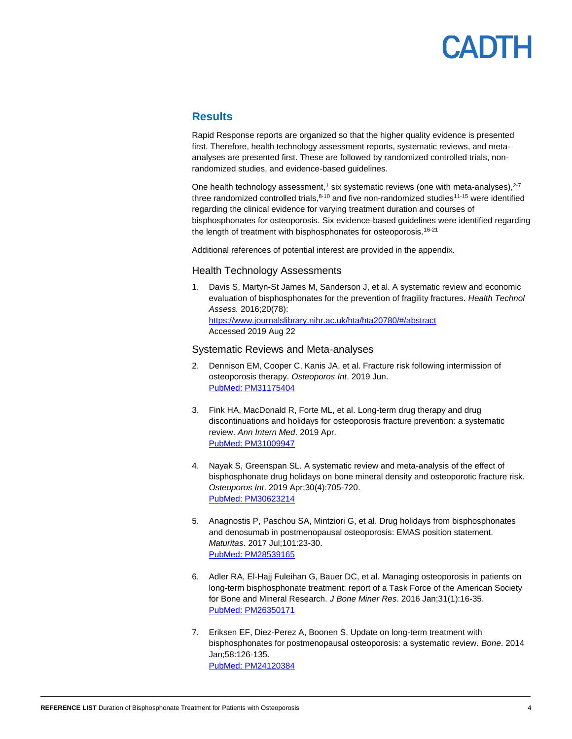## Results

Rapid Response reports are organized so that the higher quality evidence is presented first. Therefore, health technology assessment reports, systematic reviews, and meta-analyses are presented first. These are followed by randomized controlled trials, non-randomized studies, and evidence-based guidelines.

One health technology assessment,[1] six systematic reviews (one with meta-analyses),[2-7] three randomized controlled trials,[8-10] and five non-randomized studies[11-15] were identified regarding the clinical evidence for varying treatment duration and courses of bisphosphonates for osteoporosis. Six evidence-based guidelines were identified regarding the length of treatment with bisphosphonates for osteoporosis.[16-21]

Additional references of potential interest are provided in the appendix.

### Health Technology Assessments

1. Davis S, Martyn-St James M, Sanderson J, et al. A systematic review and economic evaluation of bisphosphonates for the prevention of fragility fractures. *Health Technol Assess.* 2016;20(78):
   https://www.journalslibrary.nihr.ac.uk/hta/hta20780/#/abstract
   Accessed 2019 Aug 22

### Systematic Reviews and Meta-analyses

2. Dennison EM, Cooper C, Kanis JA, et al. Fracture risk following intermission of osteoporosis therapy. *Osteoporos Int*. 2019 Jun.
   PubMed: PM31175404

3. Fink HA, MacDonald R, Forte ML, et al. Long-term drug therapy and drug discontinuations and holidays for osteoporosis fracture prevention: a systematic review. *Ann Intern Med*. 2019 Apr.
   PubMed: PM31009947

4. Nayak S, Greenspan SL. A systematic review and meta-analysis of the effect of bisphosphonate drug holidays on bone mineral density and osteoporotic fracture risk. *Osteoporos Int*. 2019 Apr;30(4):705-720.
   PubMed: PM30623214

5. Anagnostis P, Paschou SA, Mintziori G, et al. Drug holidays from bisphosphonates and denosumab in postmenopausal osteoporosis: EMAS position statement. *Maturitas*. 2017 Jul;101:23-30.
   PubMed: PM28539165

6. Adler RA, El-Hajj Fuleihan G, Bauer DC, et al. Managing osteoporosis in patients on long-term bisphosphonate treatment: report of a Task Force of the American Society for Bone and Mineral Research. *J Bone Miner Res*. 2016 Jan;31(1):16-35.
   PubMed: PM26350171

7. Eriksen EF, Diez-Perez A, Boonen S. Update on long-term treatment with bisphosphonates for postmenopausal osteoporosis: a systematic review. *Bone*. 2014 Jan;58:126-135.
   PubMed: PM24120384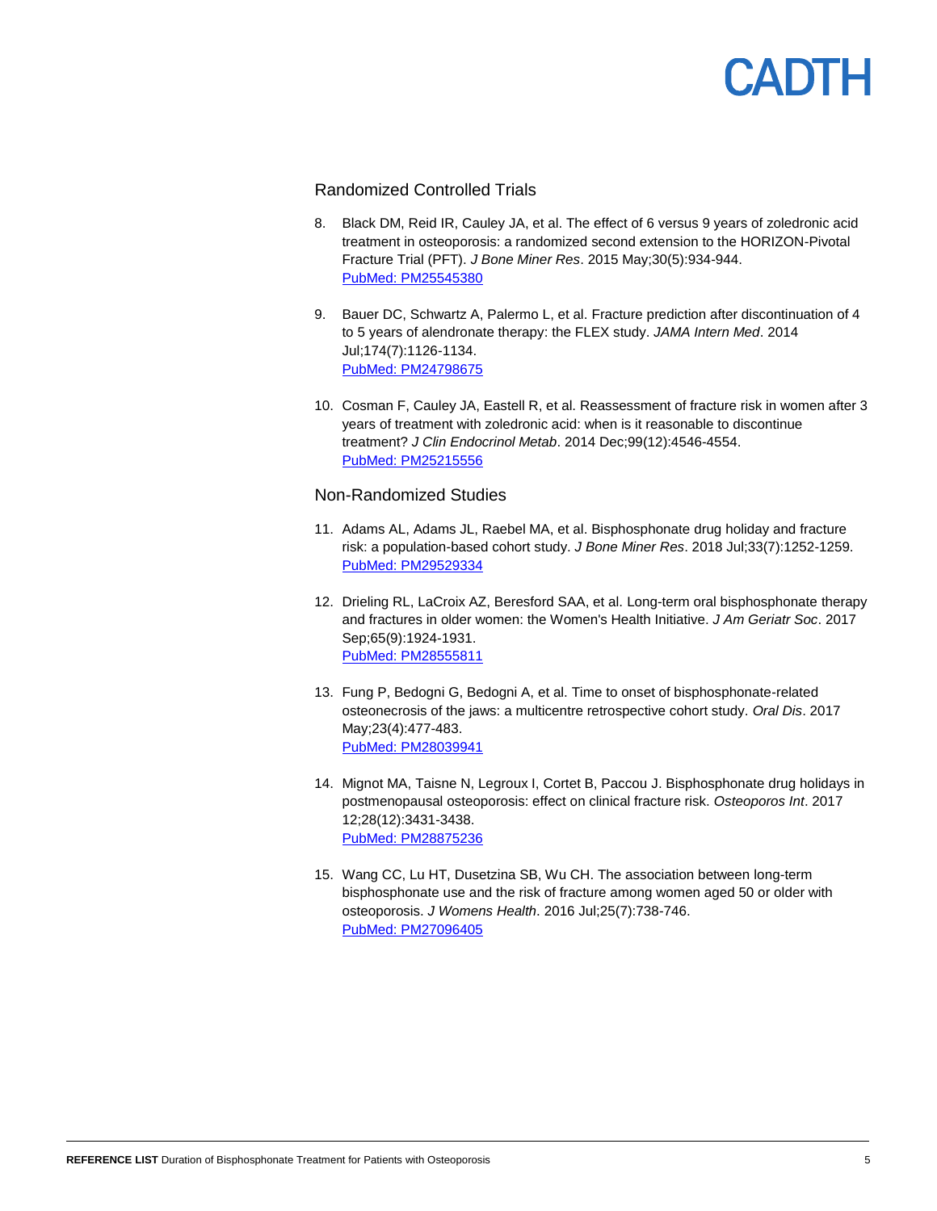## Randomized Controlled Trials

8. Black DM, Reid IR, Cauley JA, et al. The effect of 6 versus 9 years of zoledronic acid treatment in osteoporosis: a randomized second extension to the HORIZON-Pivotal Fracture Trial (PFT). *J Bone Miner Res*. 2015 May;30(5):934-944. [PubMed: PM25545380](https://www.ncbi.nlm.nih.gov/pubmed/25545380)

9. Bauer DC, Schwartz A, Palermo L, et al. Fracture prediction after discontinuation of 4 to 5 years of alendronate therapy: the FLEX study. *JAMA Intern Med*. 2014 Jul;174(7):1126-1134. [PubMed: PM24798675](https://www.ncbi.nlm.nih.gov/pubmed/24798675)

10. Cosman F, Cauley JA, Eastell R, et al. Reassessment of fracture risk in women after 3 years of treatment with zoledronic acid: when is it reasonable to discontinue treatment? *J Clin Endocrinol Metab*. 2014 Dec;99(12):4546-4554. [PubMed: PM25215556](https://www.ncbi.nlm.nih.gov/pubmed/25215556)

## Non-Randomized Studies

11. Adams AL, Adams JL, Raebel MA, et al. Bisphosphonate drug holiday and fracture risk: a population-based cohort study. *J Bone Miner Res*. 2018 Jul;33(7):1252-1259. [PubMed: PM29529334](https://www.ncbi.nlm.nih.gov/pubmed/29529334)

12. Drieling RL, LaCroix AZ, Beresford SAA, et al. Long-term oral bisphosphonate therapy and fractures in older women: the Women's Health Initiative. *J Am Geriatr Soc*. 2017 Sep;65(9):1924-1931. [PubMed: PM28555811](https://www.ncbi.nlm.nih.gov/pubmed/28555811)

13. Fung P, Bedogni G, Bedogni A, et al. Time to onset of bisphosphonate-related osteonecrosis of the jaws: a multicentre retrospective cohort study. *Oral Dis*. 2017 May;23(4):477-483. [PubMed: PM28039941](https://www.ncbi.nlm.nih.gov/pubmed/28039941)

14. Mignot MA, Taisne N, Legroux I, Cortet B, Paccou J. Bisphosphonate drug holidays in postmenopausal osteoporosis: effect on clinical fracture risk. *Osteoporos Int*. 2017 12;28(12):3431-3438. [PubMed: PM28875236](https://www.ncbi.nlm.nih.gov/pubmed/28875236)

15. Wang CC, Lu HT, Dusetzina SB, Wu CH. The association between long-term bisphosphonate use and the risk of fracture among women aged 50 or older with osteoporosis. *J Womens Health*. 2016 Jul;25(7):738-746. [PubMed: PM27096405](https://www.ncbi.nlm.nih.gov/pubmed/27096405)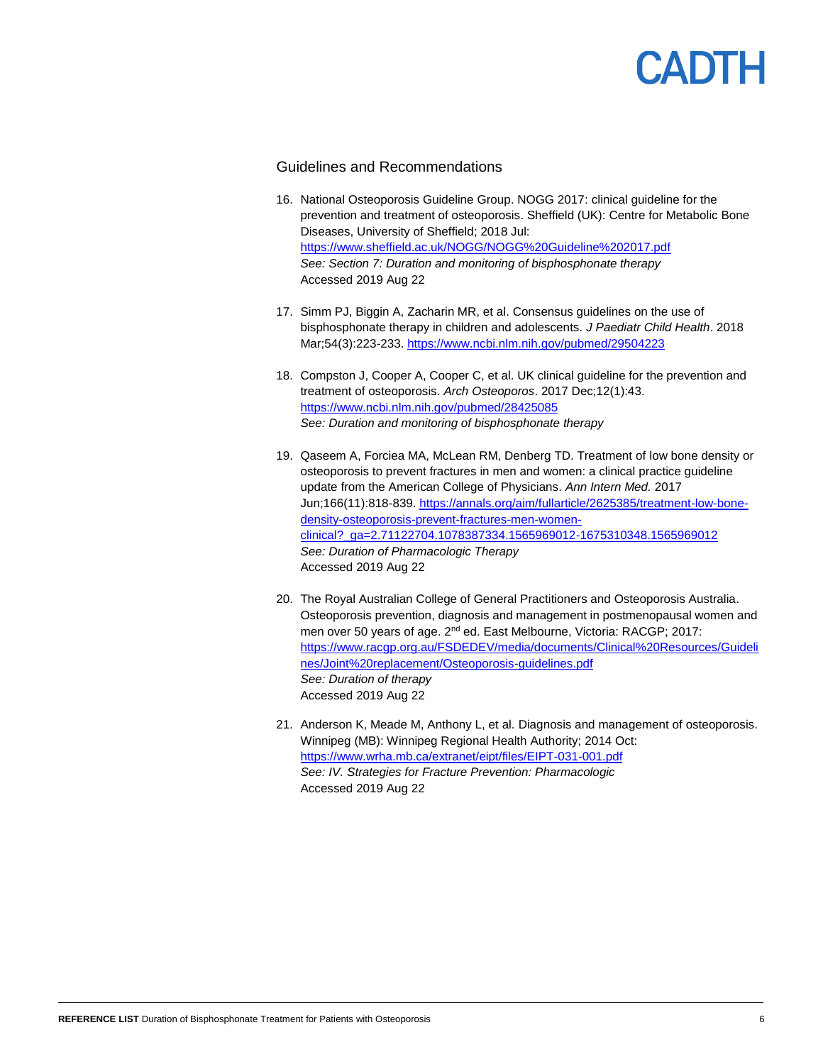## Guidelines and Recommendations

16. National Osteoporosis Guideline Group. NOGG 2017: clinical guideline for the prevention and treatment of osteoporosis. Sheffield (UK): Centre for Metabolic Bone Diseases, University of Sheffield; 2018 Jul: https://www.sheffield.ac.uk/NOGG/NOGG%20Guideline%202017.pdf
*See: Section 7: Duration and monitoring of bisphosphonate therapy*
Accessed 2019 Aug 22

17. Simm PJ, Biggin A, Zacharin MR, et al. Consensus guidelines on the use of bisphosphonate therapy in children and adolescents. *J Paediatr Child Health*. 2018 Mar;54(3):223-233. https://www.ncbi.nlm.nih.gov/pubmed/29504223

18. Compston J, Cooper A, Cooper C, et al. UK clinical guideline for the prevention and treatment of osteoporosis. *Arch Osteoporos*. 2017 Dec;12(1):43. https://www.ncbi.nlm.nih.gov/pubmed/28425085
*See: Duration and monitoring of bisphosphonate therapy*

19. Qaseem A, Forciea MA, McLean RM, Denberg TD. Treatment of low bone density or osteoporosis to prevent fractures in men and women: a clinical practice guideline update from the American College of Physicians. *Ann Intern Med.* 2017 Jun;166(11):818-839. https://annals.org/aim/fullarticle/2625385/treatment-low-bone-density-osteoporosis-prevent-fractures-men-women-clinical?_ga=2.71122704.1078387334.1565969012-1675310348.1565969012
*See: Duration of Pharmacologic Therapy*
Accessed 2019 Aug 22

20. The Royal Australian College of General Practitioners and Osteoporosis Australia. Osteoporosis prevention, diagnosis and management in postmenopausal women and men over 50 years of age. 2nd ed. East Melbourne, Victoria: RACGP; 2017: https://www.racgp.org.au/FSDEDEV/media/documents/Clinical%20Resources/Guidelines/Joint%20replacement/Osteoporosis-guidelines.pdf
*See: Duration of therapy*
Accessed 2019 Aug 22

21. Anderson K, Meade M, Anthony L, et al. Diagnosis and management of osteoporosis. Winnipeg (MB): Winnipeg Regional Health Authority; 2014 Oct: https://www.wrha.mb.ca/extranet/eipt/files/EIPT-031-001.pdf
*See: IV. Strategies for Fracture Prevention: Pharmacologic*
Accessed 2019 Aug 22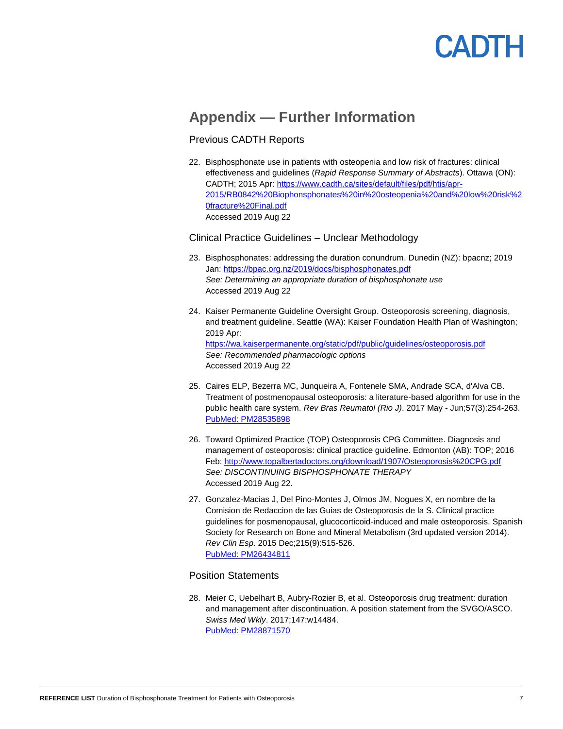# Appendix — Further Information

## Previous CADTH Reports

22. Bisphosphonate use in patients with osteopenia and low risk of fractures: clinical effectiveness and guidelines (*Rapid Response Summary of Abstracts*). Ottawa (ON): CADTH; 2015 Apr: https://www.cadth.ca/sites/default/files/pdf/htis/apr-2015/RB0842%20Biophonsphonates%20in%20osteopenia%20and%20low%20risk%20fracture%20Final.pdf
Accessed 2019 Aug 22

## Clinical Practice Guidelines – Unclear Methodology

23. Bisphosphonates: addressing the duration conundrum. Dunedin (NZ): bpacnz; 2019 Jan: https://bpac.org.nz/2019/docs/bisphosphonates.pdf
*See: Determining an appropriate duration of bisphosphonate use*
Accessed 2019 Aug 22

24. Kaiser Permanente Guideline Oversight Group. Osteoporosis screening, diagnosis, and treatment guideline. Seattle (WA): Kaiser Foundation Health Plan of Washington; 2019 Apr:
https://wa.kaiserpermanente.org/static/pdf/public/guidelines/osteoporosis.pdf
*See: Recommended pharmacologic options*
Accessed 2019 Aug 22

25. Caires ELP, Bezerra MC, Junqueira A, Fontenele SMA, Andrade SCA, d'Alva CB. Treatment of postmenopausal osteoporosis: a literature-based algorithm for use in the public health care system. *Rev Bras Reumatol (Rio J)*. 2017 May - Jun;57(3):254-263.
PubMed: PM28535898

26. Toward Optimized Practice (TOP) Osteoporosis CPG Committee. Diagnosis and management of osteoporosis: clinical practice guideline. Edmonton (AB): TOP; 2016 Feb: http://www.topalbertadoctors.org/download/1907/Osteoporosis%20CPG.pdf
*See: DISCONTINUING BISPHOSPHONATE THERAPY*
Accessed 2019 Aug 22.

27. Gonzalez-Macias J, Del Pino-Montes J, Olmos JM, Nogues X, en nombre de la Comision de Redaccion de las Guias de Osteoporosis de la S. Clinical practice guidelines for posmenopausal, glucocorticoid-induced and male osteoporosis. Spanish Society for Research on Bone and Mineral Metabolism (3rd updated version 2014). *Rev Clin Esp*. 2015 Dec;215(9):515-526.
PubMed: PM26434811

## Position Statements

28. Meier C, Uebelhart B, Aubry-Rozier B, et al. Osteoporosis drug treatment: duration and management after discontinuation. A position statement from the SVGO/ASCO. *Swiss Med Wkly*. 2017;147:w14484.
PubMed: PM28871570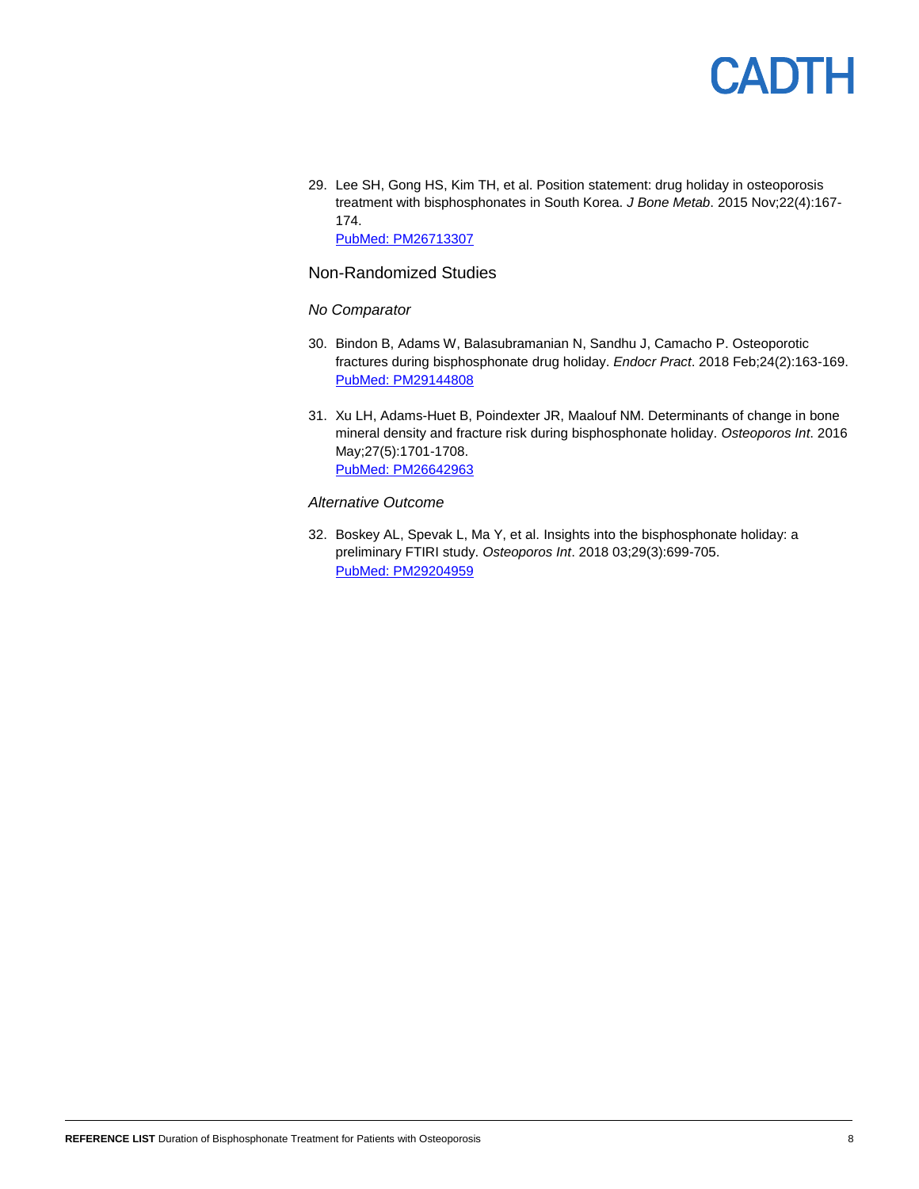29. Lee SH, Gong HS, Kim TH, et al. Position statement: drug holiday in osteoporosis treatment with bisphosphonates in South Korea. *J Bone Metab*. 2015 Nov;22(4):167-174.
    PubMed: PM26713307

## Non-Randomized Studies

### *No Comparator*

30. Bindon B, Adams W, Balasubramanian N, Sandhu J, Camacho P. Osteoporotic fractures during bisphosphonate drug holiday. *Endocr Pract*. 2018 Feb;24(2):163-169.
    PubMed: PM29144808

31. Xu LH, Adams-Huet B, Poindexter JR, Maalouf NM. Determinants of change in bone mineral density and fracture risk during bisphosphonate holiday. *Osteoporos Int*. 2016 May;27(5):1701-1708.
    PubMed: PM26642963

### *Alternative Outcome*

32. Boskey AL, Spevak L, Ma Y, et al. Insights into the bisphosphonate holiday: a preliminary FTIRI study. *Osteoporos Int*. 2018 03;29(3):699-705.
    PubMed: PM29204959